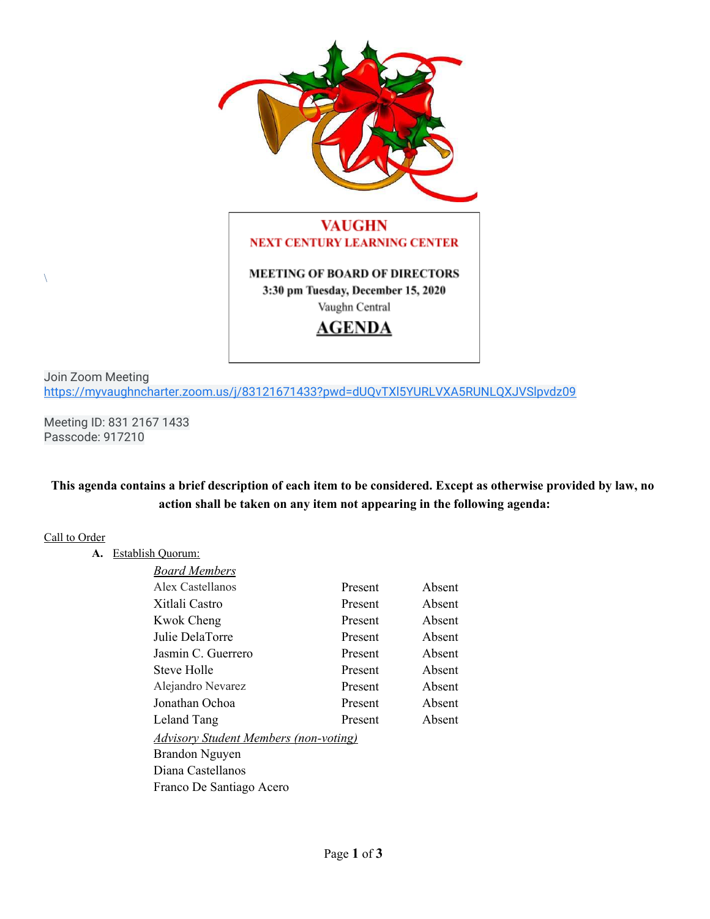# VAUGHN

## NEXT CENTURY LEARNING CENTER

**MEETING OF BOARD OF DIRECTORS**
**3:30 pm Tuesday, December 15, 2020**
Vaughn Central

## AGENDA

Join Zoom Meeting
https://myvaughncharter.zoom.us/j/83121671433?pwd=dUQvTXl5YURLVXA5RUNLQXJVSlpvdz09

Meeting ID: 831 2167 1433
Passcode: 917210

**This agenda contains a brief description of each item to be considered. Except as otherwise provided by law, no action shall be taken on any item not appearing in the following agenda:**

Call to Order

**A.** Establish Quorum:

| *Board Members* | | |
|---|---|---|
| Alex Castellanos | Present | Absent |
| Xitlali Castro | Present | Absent |
| Kwok Cheng | Present | Absent |
| Julie DelaTorre | Present | Absent |
| Jasmin C. Guerrero | Present | Absent |
| Steve Holle | Present | Absent |
| Alejandro Nevarez | Present | Absent |
| Jonathan Ochoa | Present | Absent |
| Leland Tang | Present | Absent |

*Advisory Student Members (non-voting)*

Brandon Nguyen
Diana Castellanos
Franco De Santiago Acero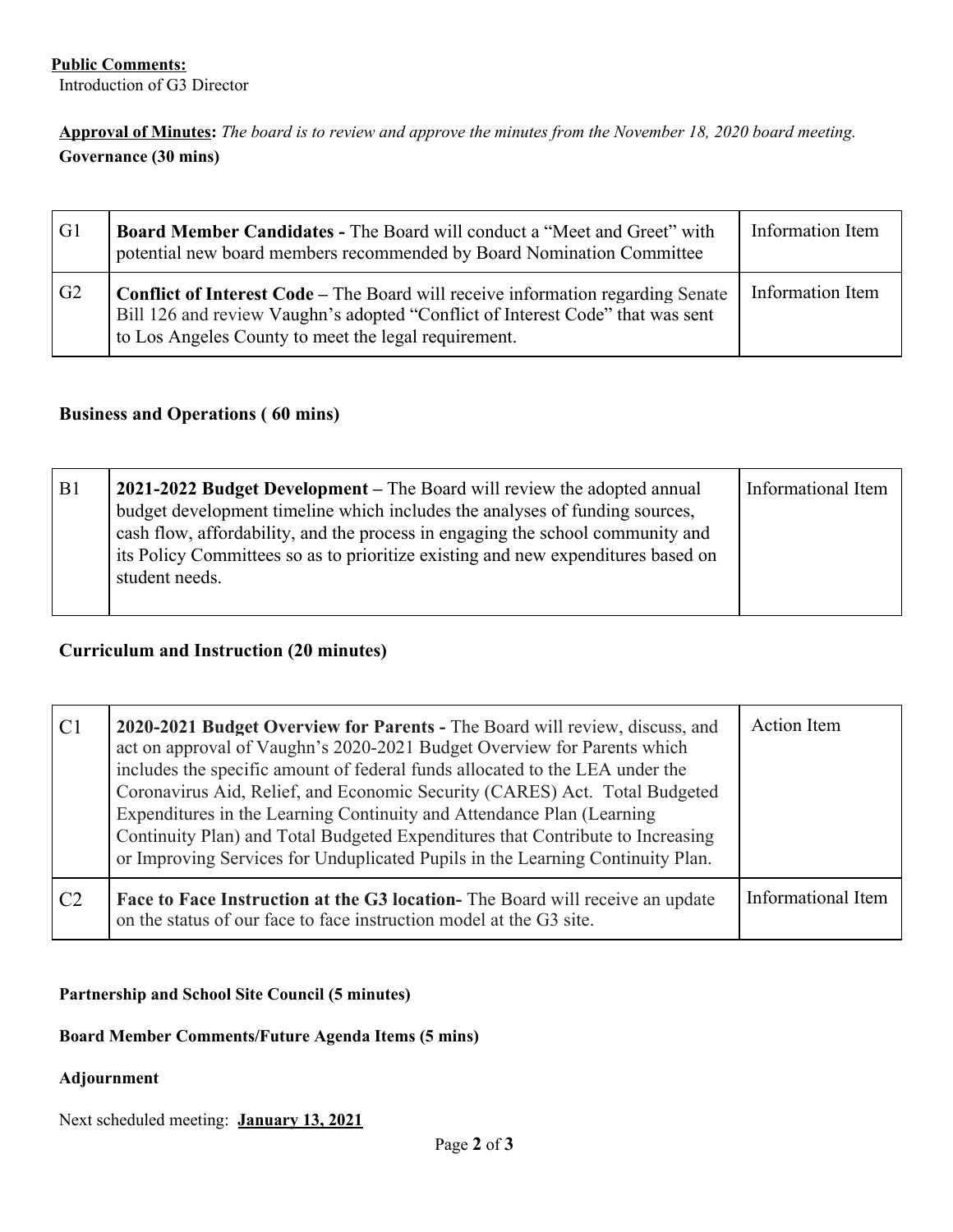**Public Comments:**
Introduction of G3 Director

**Approval of Minutes:** *The board is to review and approve the minutes from the November 18, 2020 board meeting.*

**Governance (30 mins)**

| | | |
|---|---|---|
| G1 | **Board Member Candidates -** The Board will conduct a "Meet and Greet" with potential new board members recommended by Board Nomination Committee | Information Item |
| G2 | **Conflict of Interest Code –** The Board will receive information regarding Senate Bill 126 and review Vaughn's adopted "Conflict of Interest Code" that was sent to Los Angeles County to meet the legal requirement. | Information Item |

**Business and Operations ( 60 mins)**

| | | |
|---|---|---|
| B1 | **2021-2022 Budget Development –** The Board will review the adopted annual budget development timeline which includes the analyses of funding sources, cash flow, affordability, and the process in engaging the school community and its Policy Committees so as to prioritize existing and new expenditures based on student needs. | Informational Item |

**Curriculum and Instruction (20 minutes)**

| | | |
|---|---|---|
| C1 | **2020-2021 Budget Overview for Parents -** The Board will review, discuss, and act on approval of Vaughn's 2020-2021 Budget Overview for Parents which includes the specific amount of federal funds allocated to the LEA under the Coronavirus Aid, Relief, and Economic Security (CARES) Act. Total Budgeted Expenditures in the Learning Continuity and Attendance Plan (Learning Continuity Plan) and Total Budgeted Expenditures that Contribute to Increasing or Improving Services for Unduplicated Pupils in the Learning Continuity Plan. | Action Item |
| C2 | **Face to Face Instruction at the G3 location-** The Board will receive an update on the status of our face to face instruction model at the G3 site. | Informational Item |

**Partnership and School Site Council (5 minutes)**

**Board Member Comments/Future Agenda Items (5 mins)**

**Adjournment**

Next scheduled meeting: **January 13, 2021**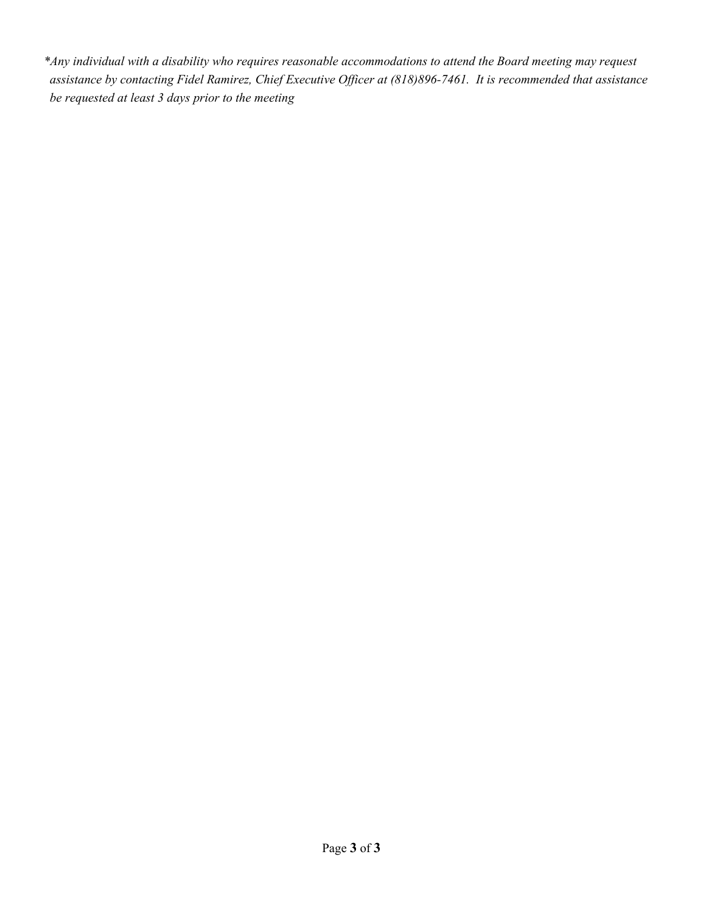*\*Any individual with a disability who requires reasonable accommodations to attend the Board meeting may request assistance by contacting Fidel Ramirez, Chief Executive Officer at (818)896-7461. It is recommended that assistance be requested at least 3 days prior to the meeting*